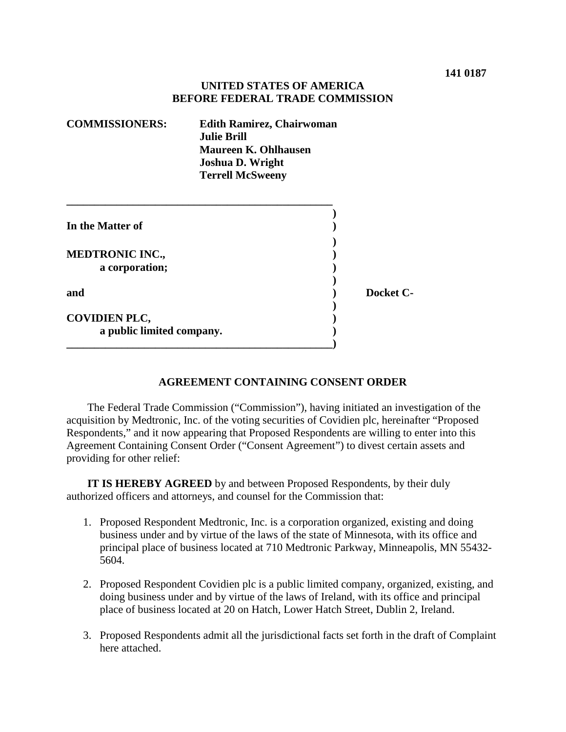**141 0187**

**UNITED STATES OF AMERICA**
**BEFORE FEDERAL TRADE COMMISSION**

**COMMISSIONERS:** **Edith Ramirez, Chairwoman**
**Julie Brill**
**Maureen K. Ohlhausen**
**Joshua D. Wright**
**Terrell McSweeny**

| | | |
|---|---|---|
| **In the Matter of** | ) | |
| | ) | |
| **MEDTRONIC INC.,** | ) | |
| **a corporation;** | ) | |
| | ) | |
| **and** | ) | **Docket C-** |
| | ) | |
| **COVIDIEN PLC,** | ) | |
| **a public limited company.** | ) | |

**AGREEMENT CONTAINING CONSENT ORDER**

The Federal Trade Commission ("Commission"), having initiated an investigation of the acquisition by Medtronic, Inc. of the voting securities of Covidien plc, hereinafter "Proposed Respondents," and it now appearing that Proposed Respondents are willing to enter into this Agreement Containing Consent Order ("Consent Agreement") to divest certain assets and providing for other relief:

**IT IS HEREBY AGREED** by and between Proposed Respondents, by their duly authorized officers and attorneys, and counsel for the Commission that:

1. Proposed Respondent Medtronic, Inc. is a corporation organized, existing and doing business under and by virtue of the laws of the state of Minnesota, with its office and principal place of business located at 710 Medtronic Parkway, Minneapolis, MN 55432-5604.

2. Proposed Respondent Covidien plc is a public limited company, organized, existing, and doing business under and by virtue of the laws of Ireland, with its office and principal place of business located at 20 on Hatch, Lower Hatch Street, Dublin 2, Ireland.

3. Proposed Respondents admit all the jurisdictional facts set forth in the draft of Complaint here attached.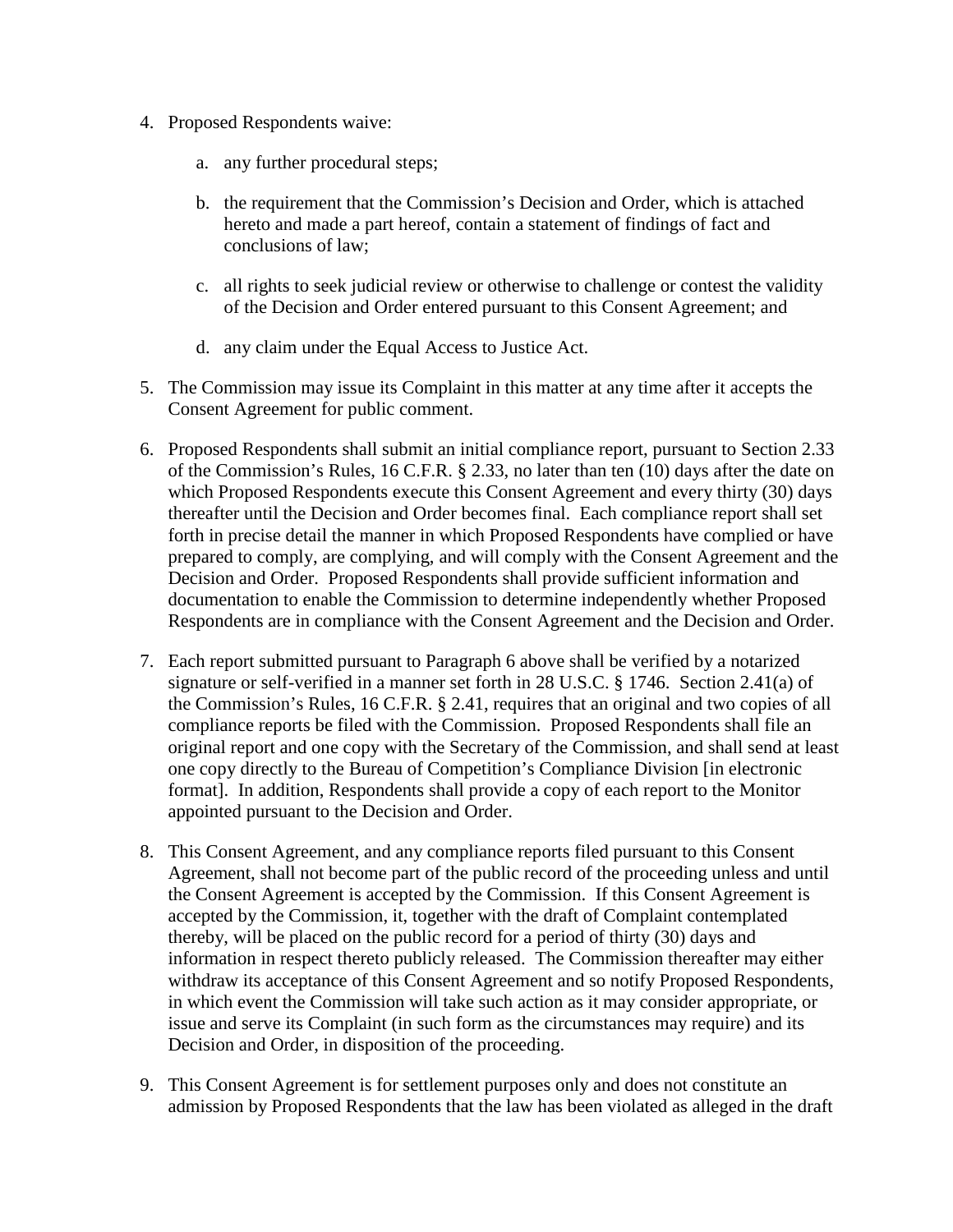4. Proposed Respondents waive:

    a. any further procedural steps;

    b. the requirement that the Commission's Decision and Order, which is attached hereto and made a part hereof, contain a statement of findings of fact and conclusions of law;

    c. all rights to seek judicial review or otherwise to challenge or contest the validity of the Decision and Order entered pursuant to this Consent Agreement; and

    d. any claim under the Equal Access to Justice Act.

5. The Commission may issue its Complaint in this matter at any time after it accepts the Consent Agreement for public comment.

6. Proposed Respondents shall submit an initial compliance report, pursuant to Section 2.33 of the Commission's Rules, 16 C.F.R. § 2.33, no later than ten (10) days after the date on which Proposed Respondents execute this Consent Agreement and every thirty (30) days thereafter until the Decision and Order becomes final. Each compliance report shall set forth in precise detail the manner in which Proposed Respondents have complied or have prepared to comply, are complying, and will comply with the Consent Agreement and the Decision and Order. Proposed Respondents shall provide sufficient information and documentation to enable the Commission to determine independently whether Proposed Respondents are in compliance with the Consent Agreement and the Decision and Order.

7. Each report submitted pursuant to Paragraph 6 above shall be verified by a notarized signature or self-verified in a manner set forth in 28 U.S.C. § 1746. Section 2.41(a) of the Commission's Rules, 16 C.F.R. § 2.41, requires that an original and two copies of all compliance reports be filed with the Commission. Proposed Respondents shall file an original report and one copy with the Secretary of the Commission, and shall send at least one copy directly to the Bureau of Competition's Compliance Division [in electronic format]. In addition, Respondents shall provide a copy of each report to the Monitor appointed pursuant to the Decision and Order.

8. This Consent Agreement, and any compliance reports filed pursuant to this Consent Agreement, shall not become part of the public record of the proceeding unless and until the Consent Agreement is accepted by the Commission. If this Consent Agreement is accepted by the Commission, it, together with the draft of Complaint contemplated thereby, will be placed on the public record for a period of thirty (30) days and information in respect thereto publicly released. The Commission thereafter may either withdraw its acceptance of this Consent Agreement and so notify Proposed Respondents, in which event the Commission will take such action as it may consider appropriate, or issue and serve its Complaint (in such form as the circumstances may require) and its Decision and Order, in disposition of the proceeding.

9. This Consent Agreement is for settlement purposes only and does not constitute an admission by Proposed Respondents that the law has been violated as alleged in the draft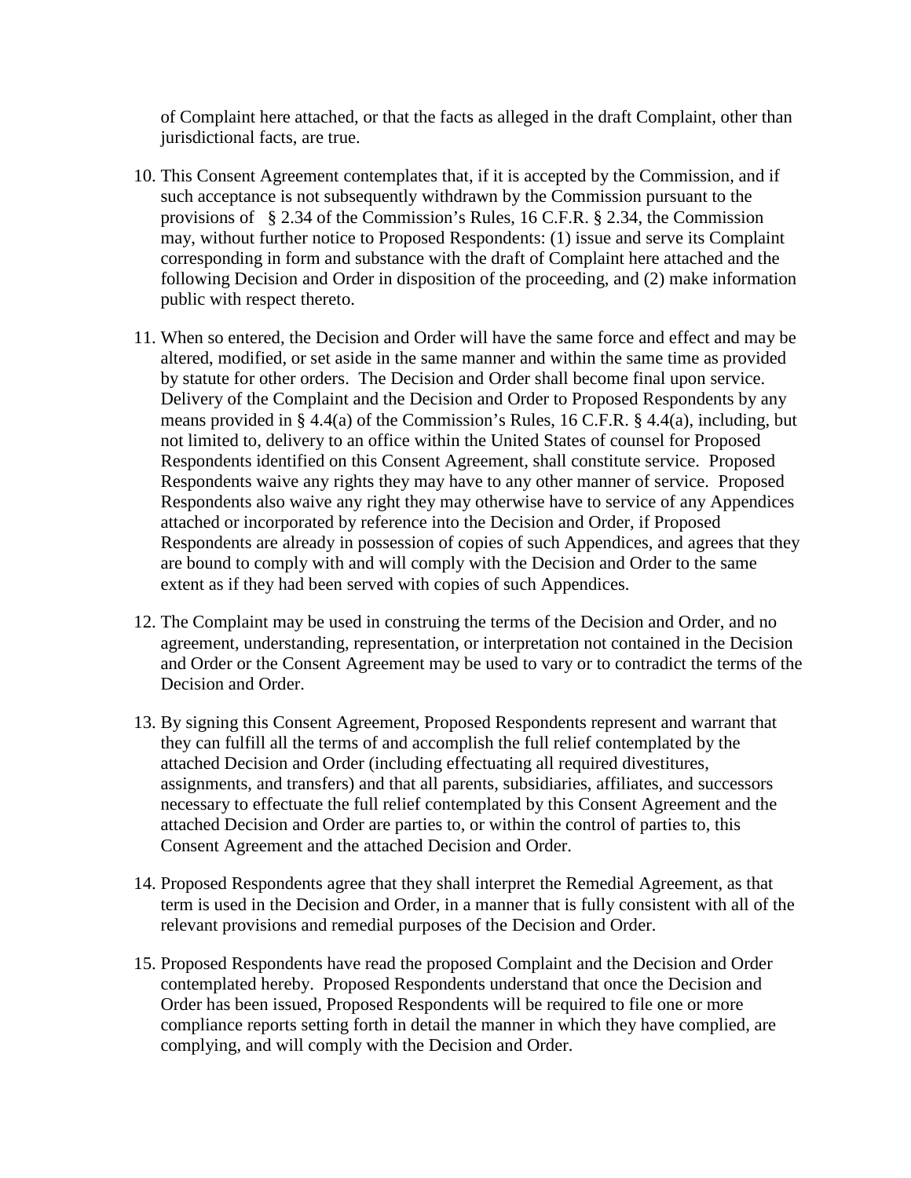of Complaint here attached, or that the facts as alleged in the draft Complaint, other than jurisdictional facts, are true.

10. This Consent Agreement contemplates that, if it is accepted by the Commission, and if such acceptance is not subsequently withdrawn by the Commission pursuant to the provisions of § 2.34 of the Commission's Rules, 16 C.F.R. § 2.34, the Commission may, without further notice to Proposed Respondents: (1) issue and serve its Complaint corresponding in form and substance with the draft of Complaint here attached and the following Decision and Order in disposition of the proceeding, and (2) make information public with respect thereto.

11. When so entered, the Decision and Order will have the same force and effect and may be altered, modified, or set aside in the same manner and within the same time as provided by statute for other orders. The Decision and Order shall become final upon service. Delivery of the Complaint and the Decision and Order to Proposed Respondents by any means provided in § 4.4(a) of the Commission's Rules, 16 C.F.R. § 4.4(a), including, but not limited to, delivery to an office within the United States of counsel for Proposed Respondents identified on this Consent Agreement, shall constitute service. Proposed Respondents waive any rights they may have to any other manner of service. Proposed Respondents also waive any right they may otherwise have to service of any Appendices attached or incorporated by reference into the Decision and Order, if Proposed Respondents are already in possession of copies of such Appendices, and agrees that they are bound to comply with and will comply with the Decision and Order to the same extent as if they had been served with copies of such Appendices.

12. The Complaint may be used in construing the terms of the Decision and Order, and no agreement, understanding, representation, or interpretation not contained in the Decision and Order or the Consent Agreement may be used to vary or to contradict the terms of the Decision and Order.

13. By signing this Consent Agreement, Proposed Respondents represent and warrant that they can fulfill all the terms of and accomplish the full relief contemplated by the attached Decision and Order (including effectuating all required divestitures, assignments, and transfers) and that all parents, subsidiaries, affiliates, and successors necessary to effectuate the full relief contemplated by this Consent Agreement and the attached Decision and Order are parties to, or within the control of parties to, this Consent Agreement and the attached Decision and Order.

14. Proposed Respondents agree that they shall interpret the Remedial Agreement, as that term is used in the Decision and Order, in a manner that is fully consistent with all of the relevant provisions and remedial purposes of the Decision and Order.

15. Proposed Respondents have read the proposed Complaint and the Decision and Order contemplated hereby. Proposed Respondents understand that once the Decision and Order has been issued, Proposed Respondents will be required to file one or more compliance reports setting forth in detail the manner in which they have complied, are complying, and will comply with the Decision and Order.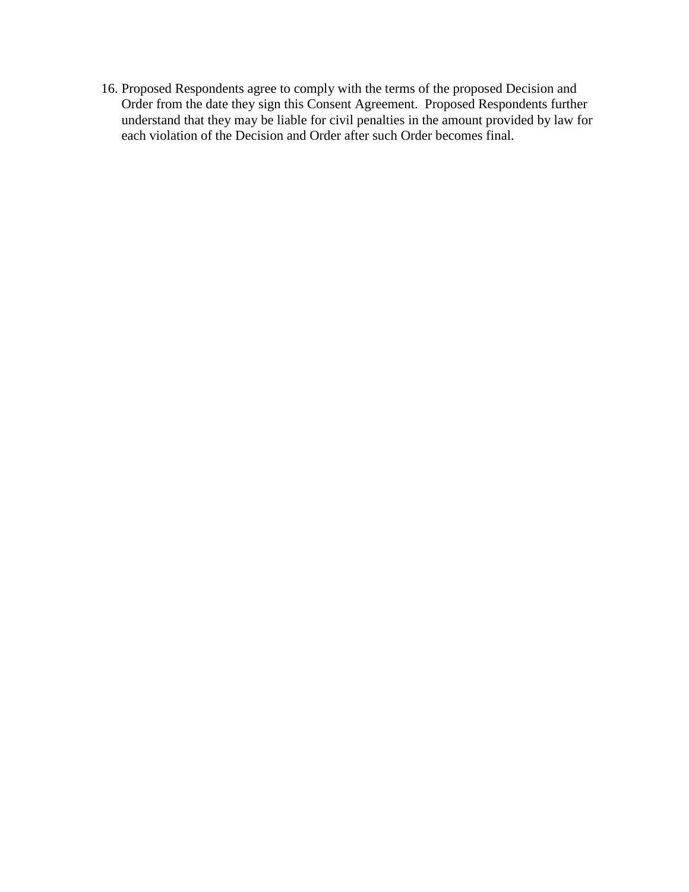16. Proposed Respondents agree to comply with the terms of the proposed Decision and Order from the date they sign this Consent Agreement. Proposed Respondents further understand that they may be liable for civil penalties in the amount provided by law for each violation of the Decision and Order after such Order becomes final.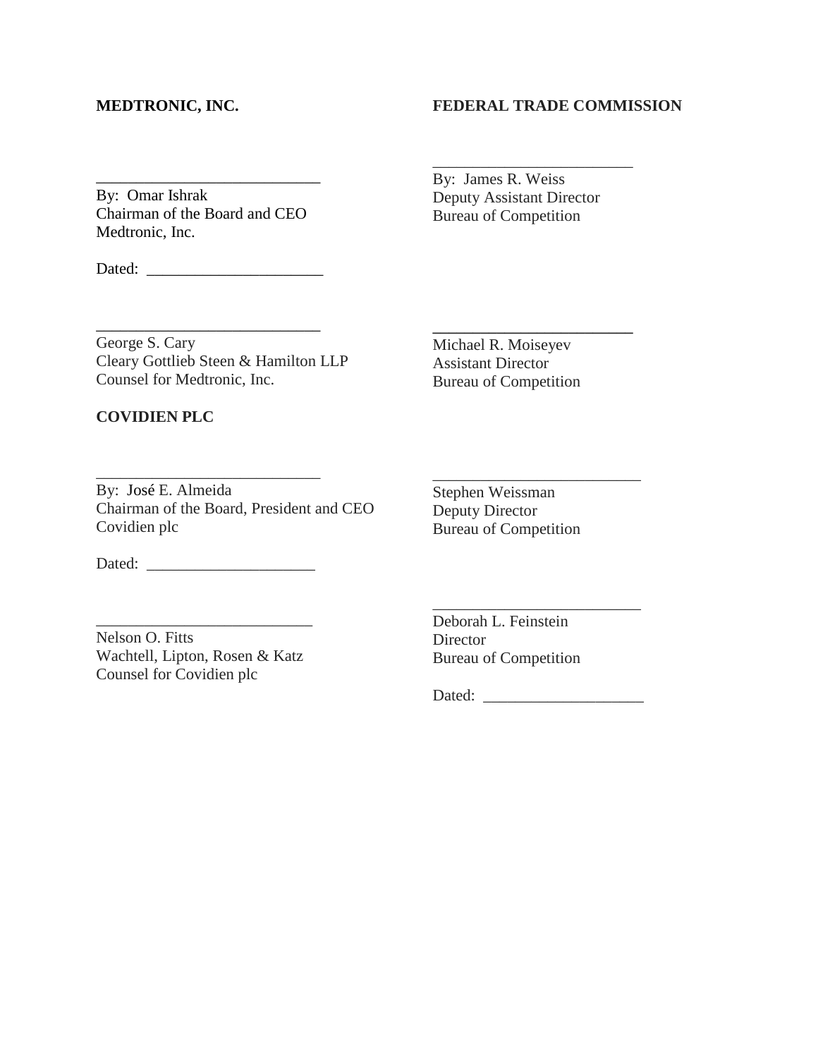**MEDTRONIC, INC.**

\_\_\_\_\_\_\_\_\_\_\_\_\_\_\_\_\_\_\_\_\_\_\_\_\_\_\_\_
By: Omar Ishrak
Chairman of the Board and CEO
Medtronic, Inc.

Dated: \_\_\_\_\_\_\_\_\_\_\_\_\_\_\_\_\_\_\_\_\_\_

\_\_\_\_\_\_\_\_\_\_\_\_\_\_\_\_\_\_\_\_\_\_\_\_\_\_\_\_
George S. Cary
Cleary Gottlieb Steen & Hamilton LLP
Counsel for Medtronic, Inc.

**COVIDIEN PLC**

\_\_\_\_\_\_\_\_\_\_\_\_\_\_\_\_\_\_\_\_\_\_\_\_\_\_\_\_
By: José E. Almeida
Chairman of the Board, President and CEO
Covidien plc

Dated: \_\_\_\_\_\_\_\_\_\_\_\_\_\_\_\_\_\_\_\_\_

\_\_\_\_\_\_\_\_\_\_\_\_\_\_\_\_\_\_\_\_\_\_\_\_\_\_\_
Nelson O. Fitts
Wachtell, Lipton, Rosen & Katz
Counsel for Covidien plc

**FEDERAL TRADE COMMISSION**

\_\_\_\_\_\_\_\_\_\_\_\_\_\_\_\_\_\_\_\_\_\_\_\_\_
By: James R. Weiss
Deputy Assistant Director
Bureau of Competition

\_\_\_\_\_\_\_\_\_\_\_\_\_\_\_\_\_\_\_\_\_\_\_\_\_
Michael R. Moiseyev
Assistant Director
Bureau of Competition

\_\_\_\_\_\_\_\_\_\_\_\_\_\_\_\_\_\_\_\_\_\_\_\_\_\_
Stephen Weissman
Deputy Director
Bureau of Competition

\_\_\_\_\_\_\_\_\_\_\_\_\_\_\_\_\_\_\_\_\_\_\_\_\_\_
Deborah L. Feinstein
Director
Bureau of Competition

Dated: \_\_\_\_\_\_\_\_\_\_\_\_\_\_\_\_\_\_\_\_